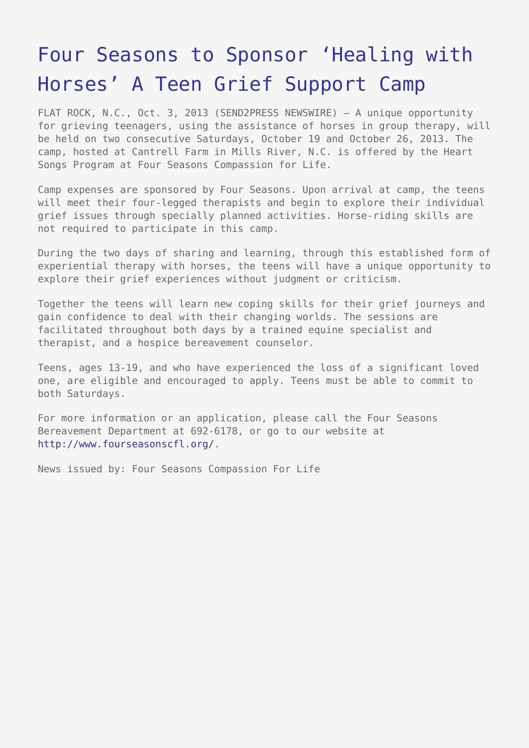# Four Seasons to Sponsor 'Healing with Horses' A Teen Grief Support Camp

FLAT ROCK, N.C., Oct. 3, 2013 (SEND2PRESS NEWSWIRE) — A unique opportunity for grieving teenagers, using the assistance of horses in group therapy, will be held on two consecutive Saturdays, October 19 and October 26, 2013. The camp, hosted at Cantrell Farm in Mills River, N.C. is offered by the Heart Songs Program at Four Seasons Compassion for Life.

Camp expenses are sponsored by Four Seasons. Upon arrival at camp, the teens will meet their four-legged therapists and begin to explore their individual grief issues through specially planned activities. Horse-riding skills are not required to participate in this camp.

During the two days of sharing and learning, through this established form of experiential therapy with horses, the teens will have a unique opportunity to explore their grief experiences without judgment or criticism.

Together the teens will learn new coping skills for their grief journeys and gain confidence to deal with their changing worlds. The sessions are facilitated throughout both days by a trained equine specialist and therapist, and a hospice bereavement counselor.

Teens, ages 13-19, and who have experienced the loss of a significant loved one, are eligible and encouraged to apply. Teens must be able to commit to both Saturdays.

For more information or an application, please call the Four Seasons Bereavement Department at 692-6178, or go to our website at http://www.fourseasonscfl.org/.

News issued by: Four Seasons Compassion For Life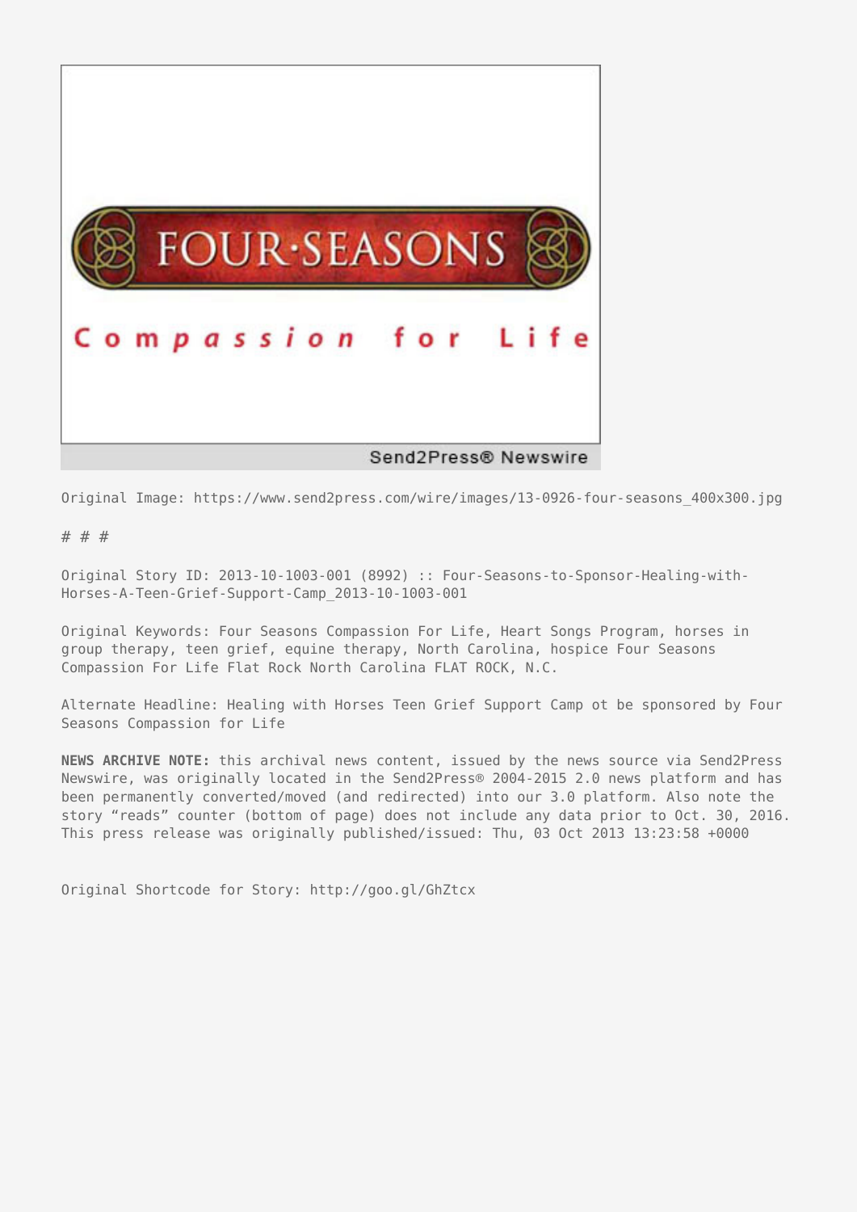Original Image: https://www.send2press.com/wire/images/13-0926-four-seasons_400x300.jpg

# # #

Original Story ID: 2013-10-1003-001 (8992) :: Four-Seasons-to-Sponsor-Healing-with-Horses-A-Teen-Grief-Support-Camp_2013-10-1003-001

Original Keywords: Four Seasons Compassion For Life, Heart Songs Program, horses in group therapy, teen grief, equine therapy, North Carolina, hospice Four Seasons Compassion For Life Flat Rock North Carolina FLAT ROCK, N.C.

Alternate Headline: Healing with Horses Teen Grief Support Camp ot be sponsored by Four Seasons Compassion for Life

**NEWS ARCHIVE NOTE:** this archival news content, issued by the news source via Send2Press Newswire, was originally located in the Send2Press® 2004-2015 2.0 news platform and has been permanently converted/moved (and redirected) into our 3.0 platform. Also note the story "reads" counter (bottom of page) does not include any data prior to Oct. 30, 2016. This press release was originally published/issued: Thu, 03 Oct 2013 13:23:58 +0000

Original Shortcode for Story: http://goo.gl/GhZtcx